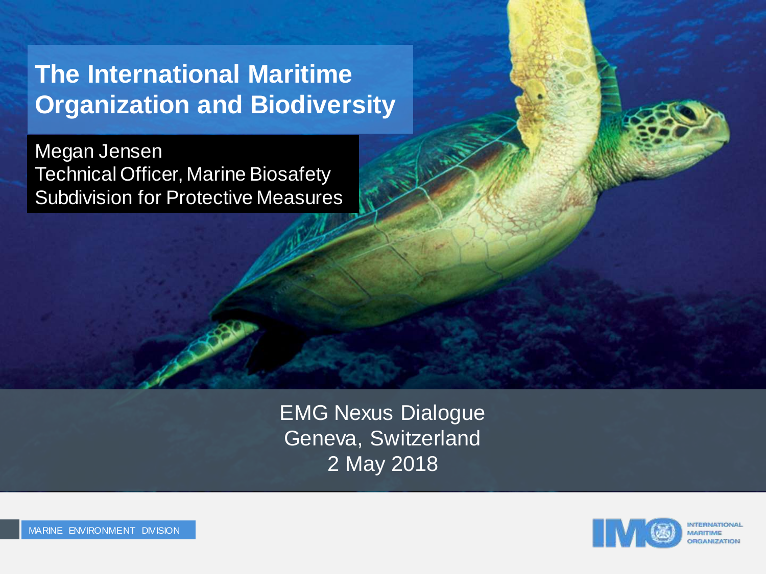# The International Maritime Organization and Biodiversity

Megan Jensen
Technical Officer, Marine Biosafety
Subdivision for Protective Measures

EMG Nexus Dialogue
Geneva, Switzerland
2 May 2018

MARINE ENVIRONMENT DIVISION

INTERNATIONAL MARITIME ORGANIZATION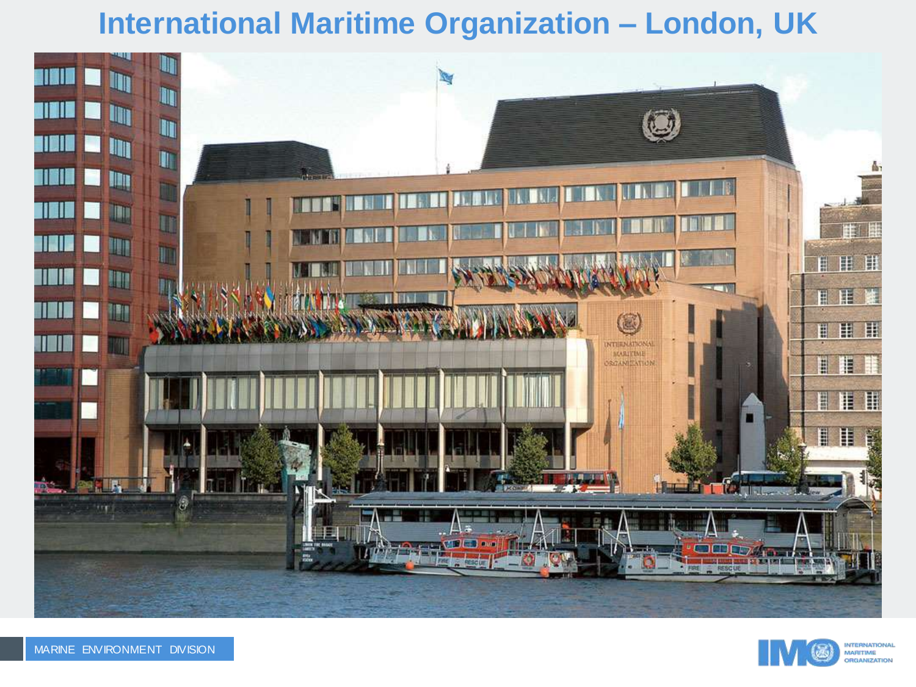# International Maritime Organization – London, UK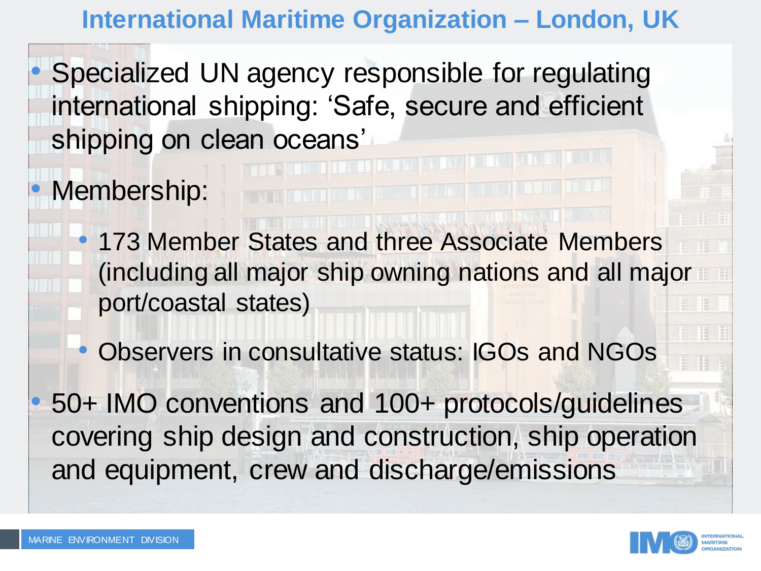# International Maritime Organization – London, UK

- Specialized UN agency responsible for regulating international shipping: 'Safe, secure and efficient shipping on clean oceans'
- Membership:
  - 173 Member States and three Associate Members (including all major ship owning nations and all major port/coastal states)
  - Observers in consultative status: IGOs and NGOs
- 50+ IMO conventions and 100+ protocols/guidelines covering ship design and construction, ship operation and equipment, crew and discharge/emissions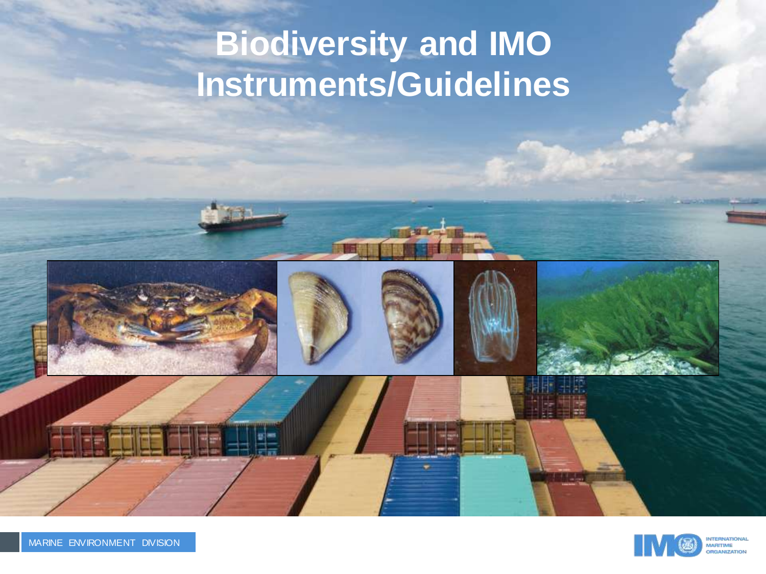# Biodiversity and IMO Instruments/Guidelines

MARINE ENVIRONMENT DIVISION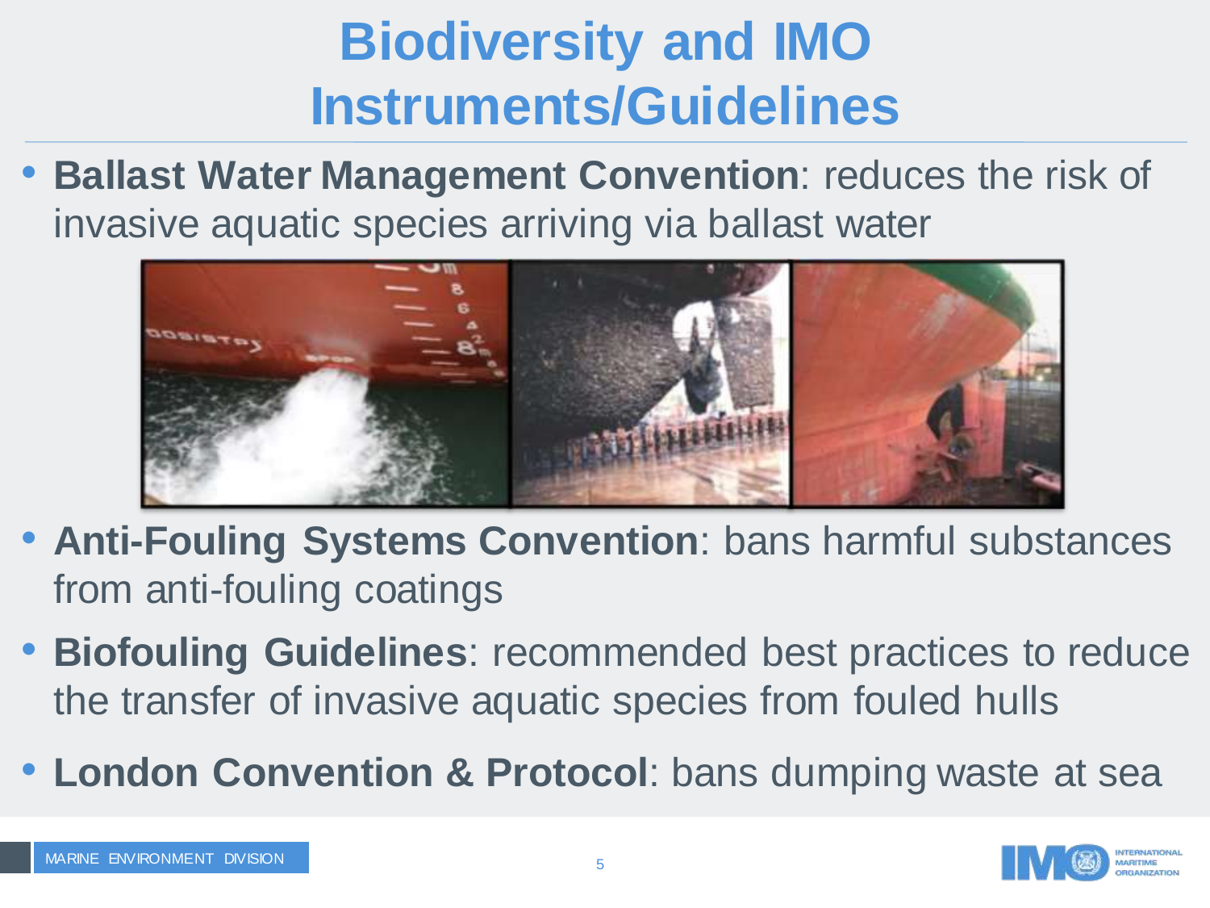# Biodiversity and IMO Instruments/Guidelines

- **Ballast Water Management Convention**: reduces the risk of invasive aquatic species arriving via ballast water
- **Anti-Fouling Systems Convention**: bans harmful substances from anti-fouling coatings
- **Biofouling Guidelines**: recommended best practices to reduce the transfer of invasive aquatic species from fouled hulls
- **London Convention & Protocol**: bans dumping waste at sea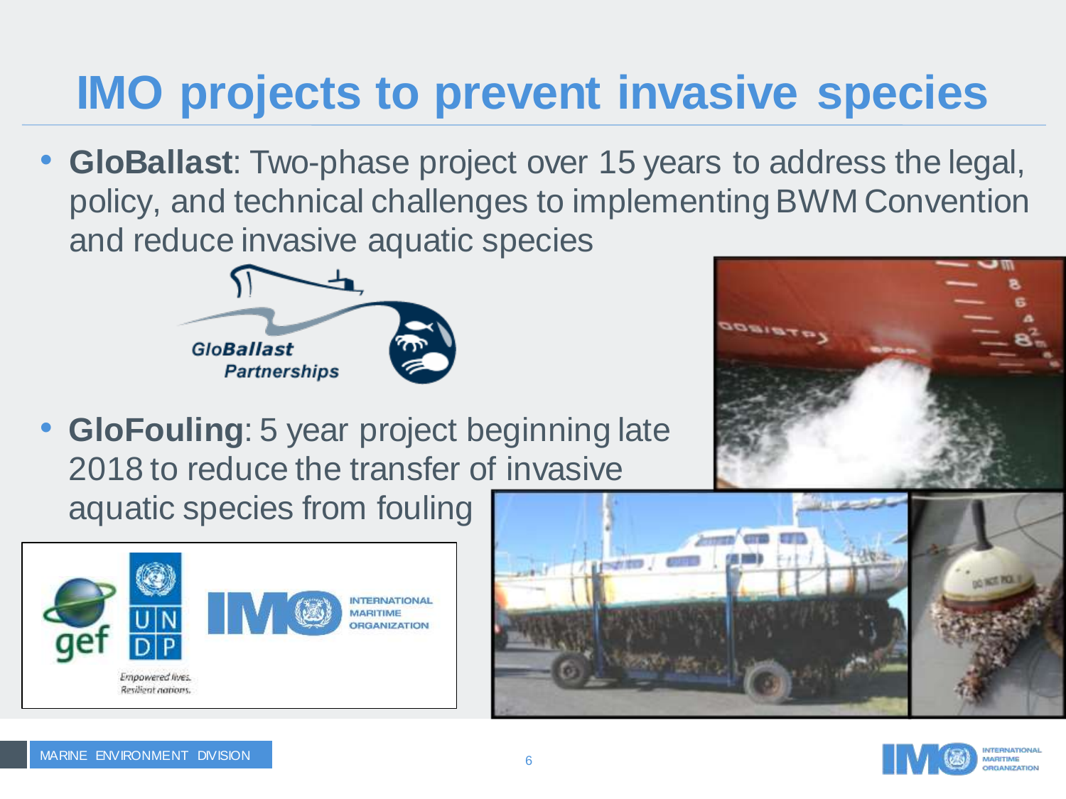# IMO projects to prevent invasive species

- **GloBallast**: Two-phase project over 15 years to address the legal, policy, and technical challenges to implementing BWM Convention and reduce invasive aquatic species
- **GloFouling**: 5 year project beginning late 2018 to reduce the transfer of invasive aquatic species from fouling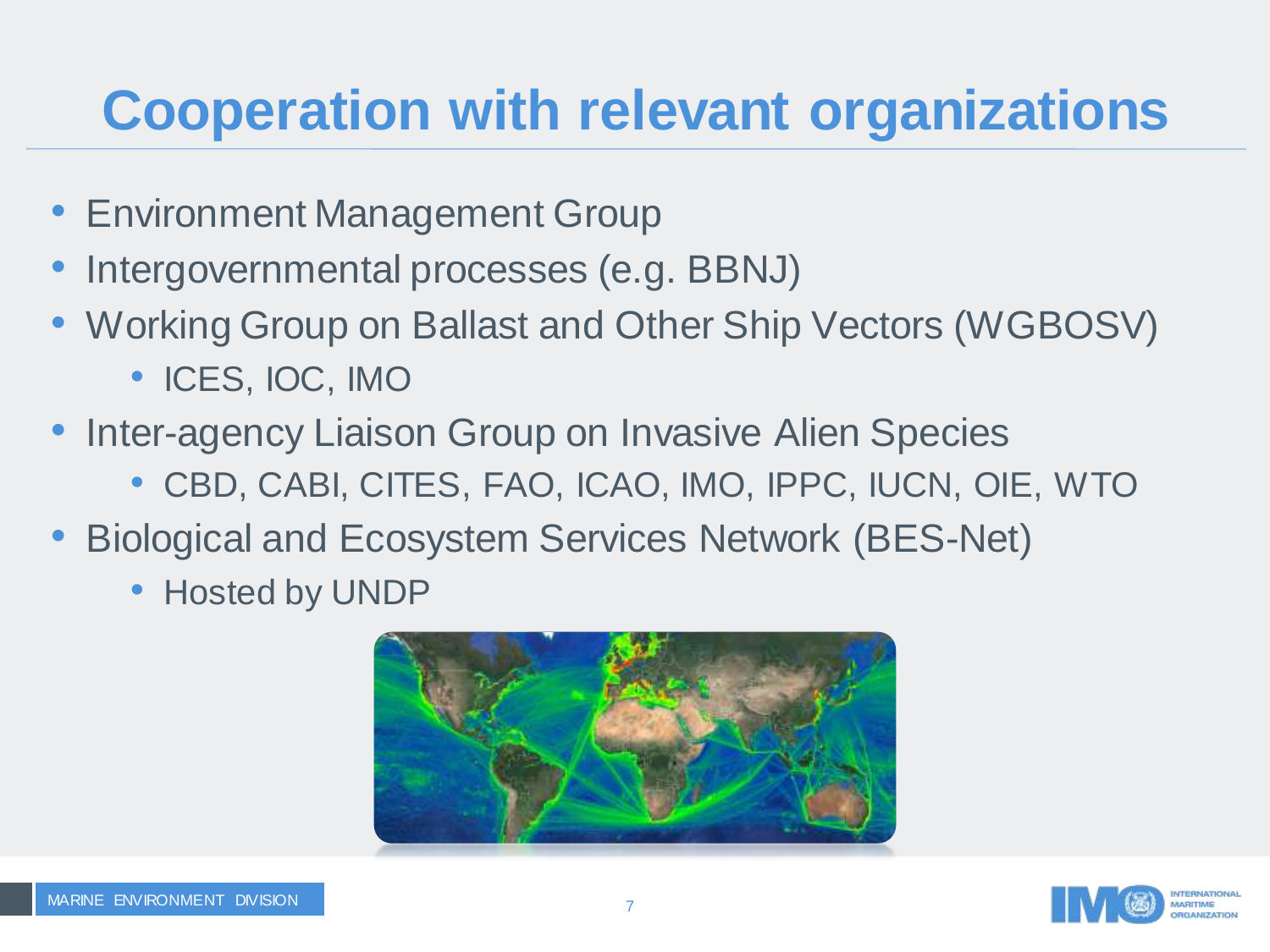# Cooperation with relevant organizations

- Environment Management Group
- Intergovernmental processes (e.g. BBNJ)
- Working Group on Ballast and Other Ship Vectors (WGBOSV)
  - ICES, IOC, IMO
- Inter-agency Liaison Group on Invasive Alien Species
  - CBD, CABI, CITES, FAO, ICAO, IMO, IPPC, IUCN, OIE, WTO
- Biological and Ecosystem Services Network (BES-Net)
  - Hosted by UNDP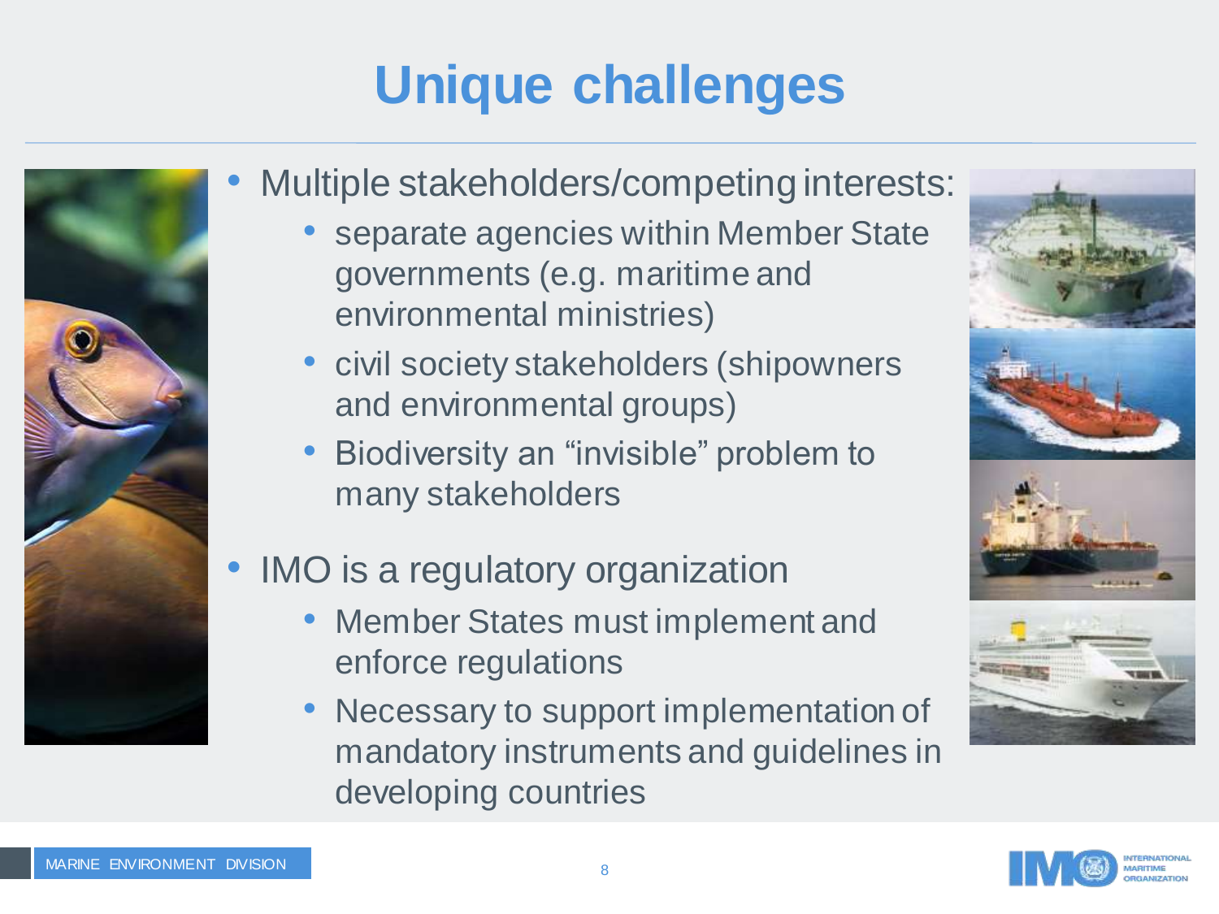# Unique challenges

- Multiple stakeholders/competing interests:
  - separate agencies within Member State governments (e.g. maritime and environmental ministries)
  - civil society stakeholders (shipowners and environmental groups)
  - Biodiversity an "invisible" problem to many stakeholders
- IMO is a regulatory organization
  - Member States must implement and enforce regulations
  - Necessary to support implementation of mandatory instruments and guidelines in developing countries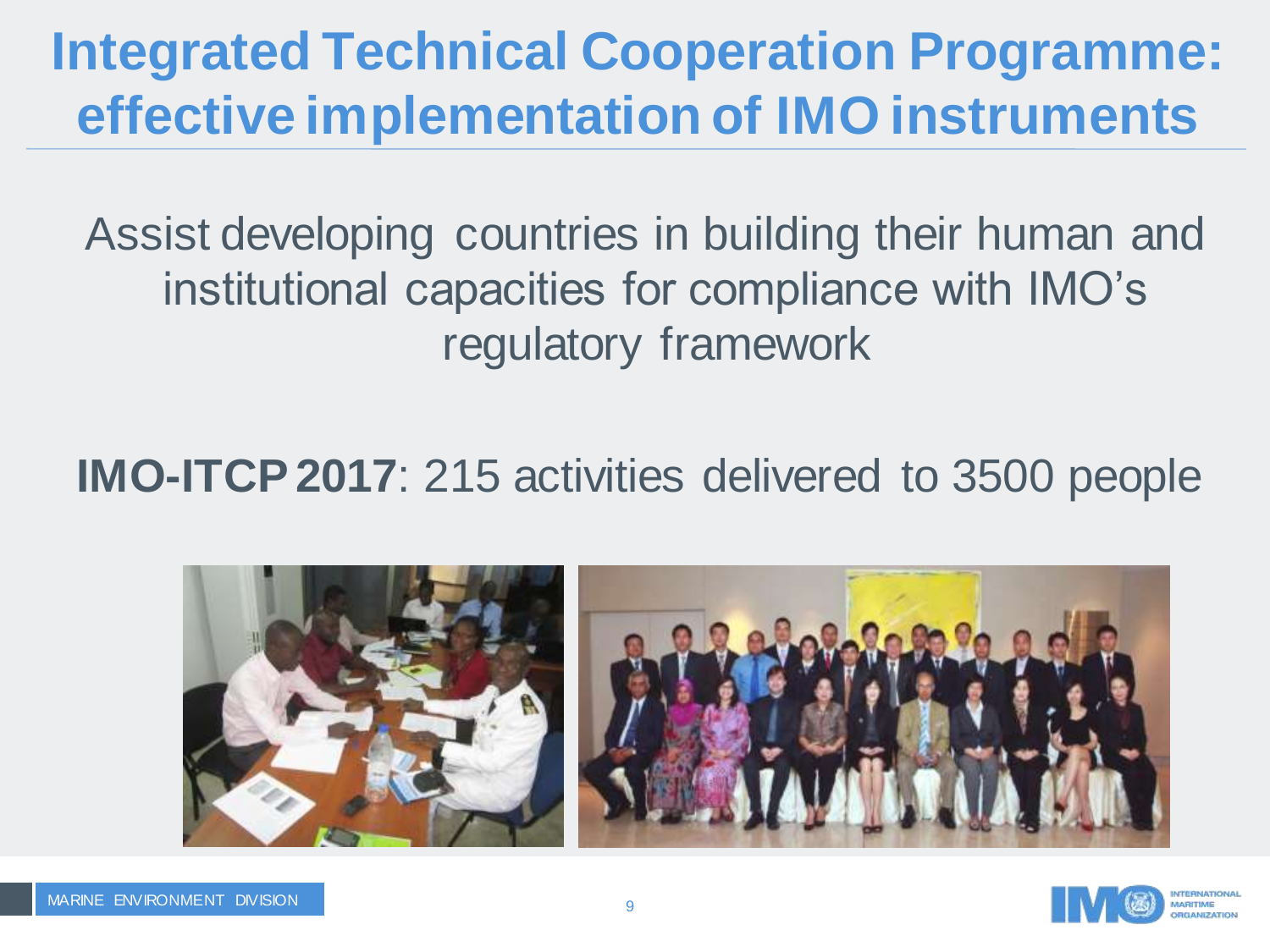# Integrated Technical Cooperation Programme: effective implementation of IMO instruments

Assist developing countries in building their human and institutional capacities for compliance with IMO's regulatory framework

**IMO-ITCP 2017**: 215 activities delivered to 3500 people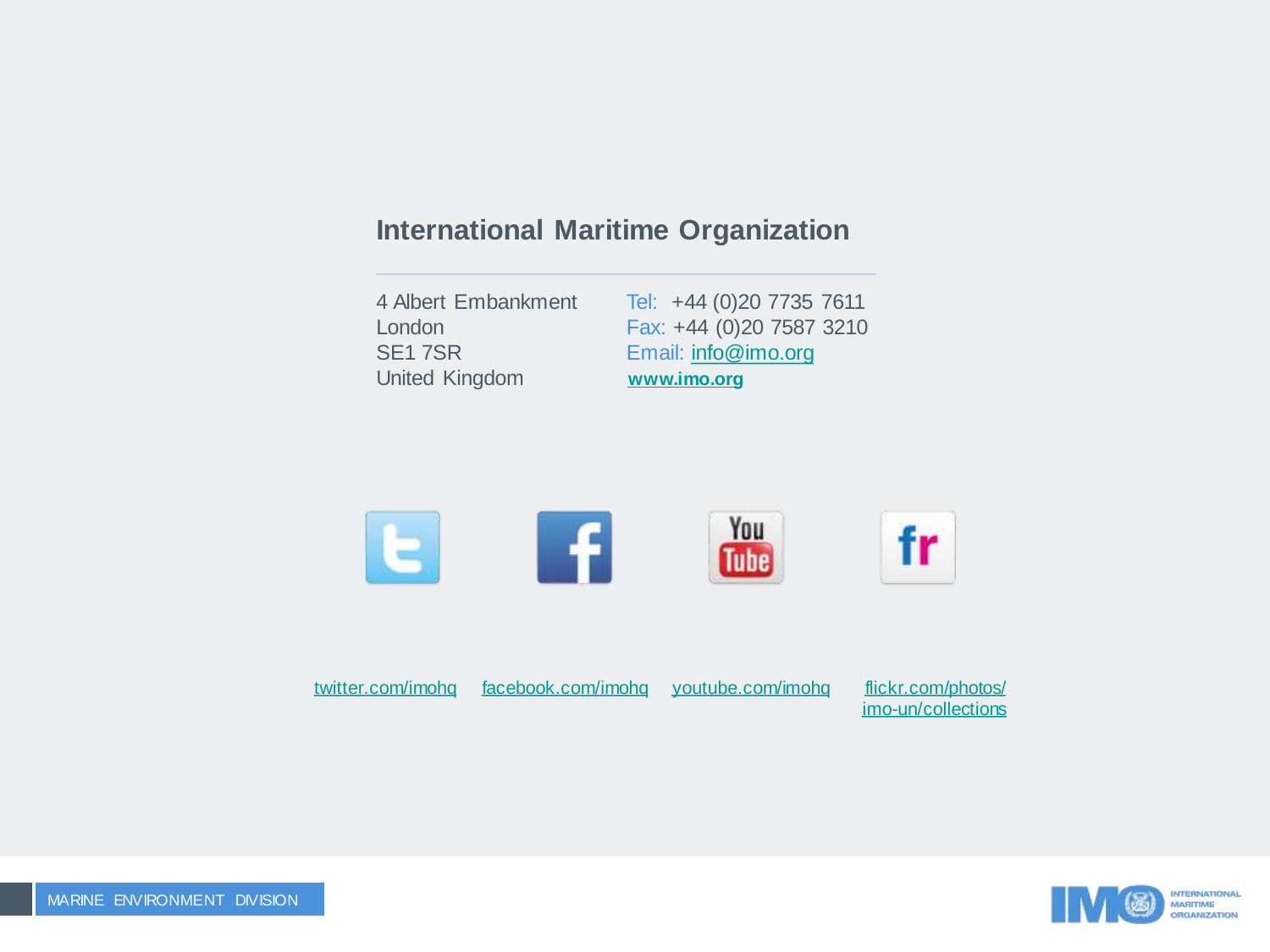## International Maritime Organization

4 Albert Embankment
London
SE1 7SR
United Kingdom

Tel: +44 (0)20 7735 7611
Fax: +44 (0)20 7587 3210
Email: info@imo.org
**www.imo.org**

twitter.com/imohq

facebook.com/imohq

youtube.com/imohq

flickr.com/photos/imo-un/collections